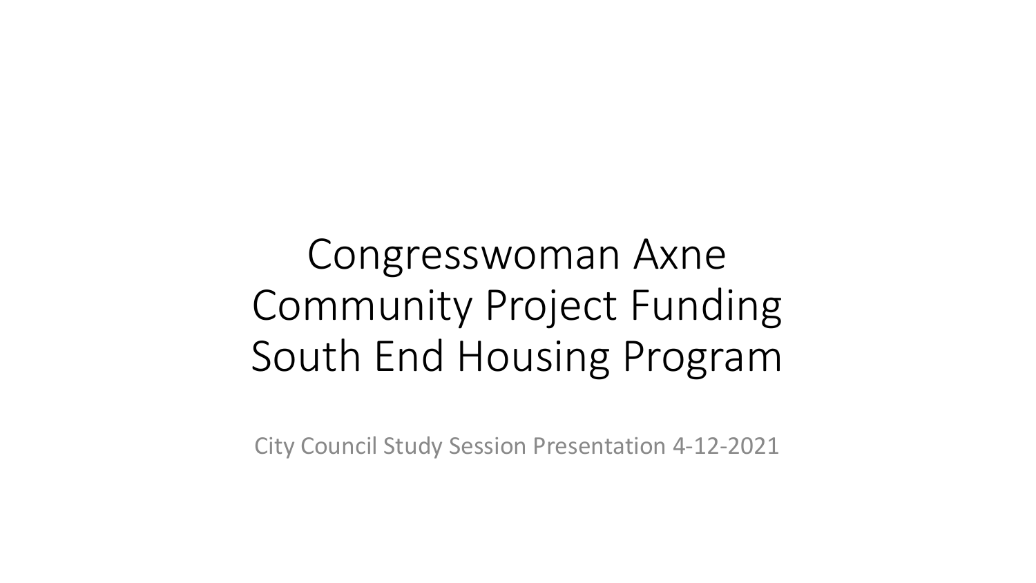# Congresswoman Axne Community Project Funding South End Housing Program

City Council Study Session Presentation 4-12-2021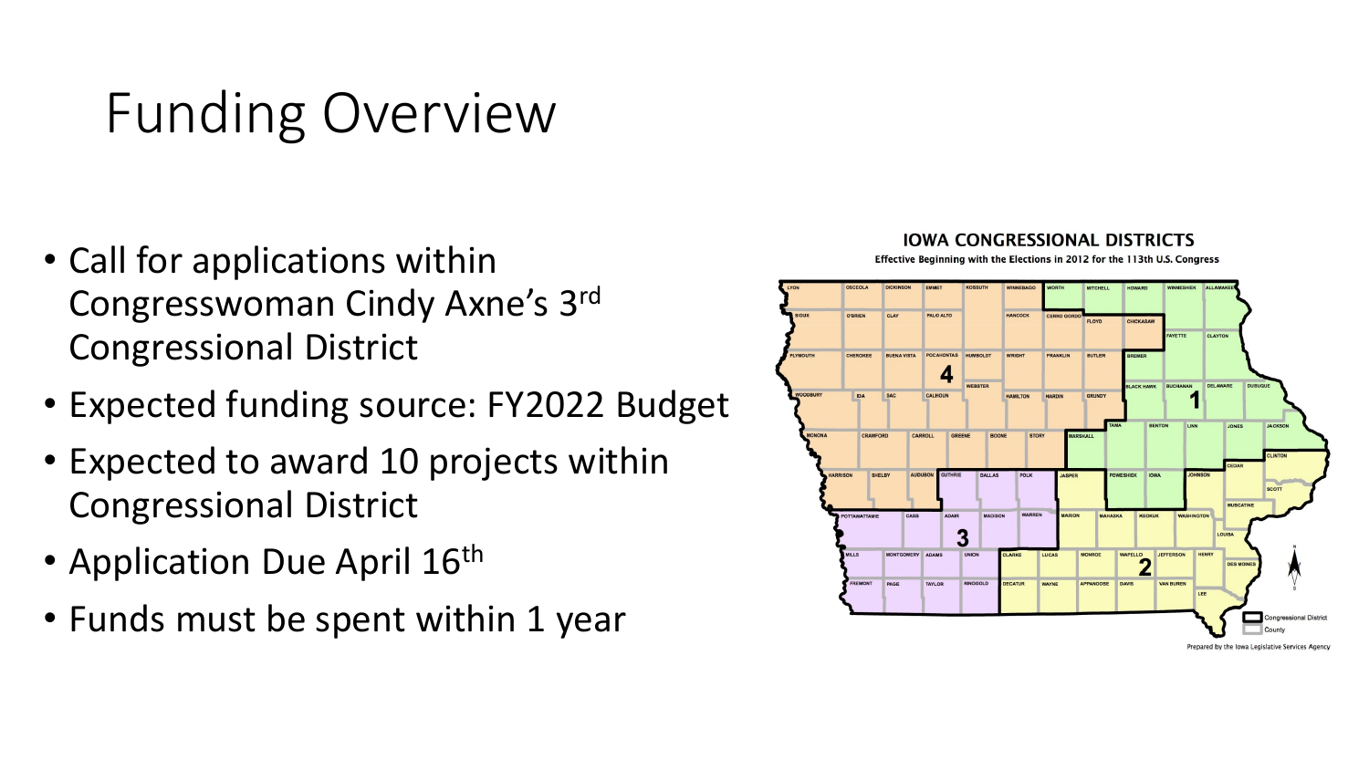# Funding Overview

- Call for applications within Congresswoman Cindy Axne's 3rd Congressional District
- Expected funding source: FY2022 Budget
- Expected to award 10 projects within Congressional District
- Application Due April 16th
- Funds must be spent within 1 year

**IOWA CONGRESSIONAL DISTRICTS**

Effective Beginning with the Elections in 2012 for the 113th U.S. Congress

Prepared by the Iowa Legislative Services Agency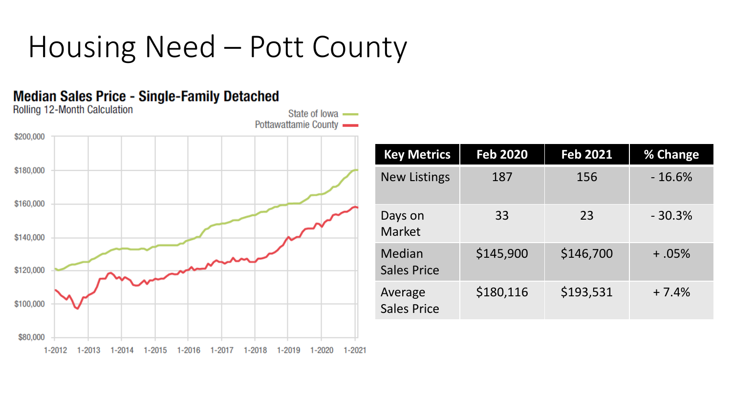# Housing Need – Pott County

**Median Sales Price - Single-Family Detached**
Rolling 12-Month Calculation

State of Iowa
Pottawattamie County

$200,000
$180,000
$160,000
$140,000
$120,000
$100,000
$80,000

1-2012 1-2013 1-2014 1-2015 1-2016 1-2017 1-2018 1-2019 1-2020 1-2021

| Key Metrics | Feb 2020 | Feb 2021 | % Change |
|---|---|---|---|
| New Listings | 187 | 156 | - 16.6% |
| Days on Market | 33 | 23 | - 30.3% |
| Median Sales Price | $145,900 | $146,700 | + .05% |
| Average Sales Price | $180,116 | $193,531 | + 7.4% |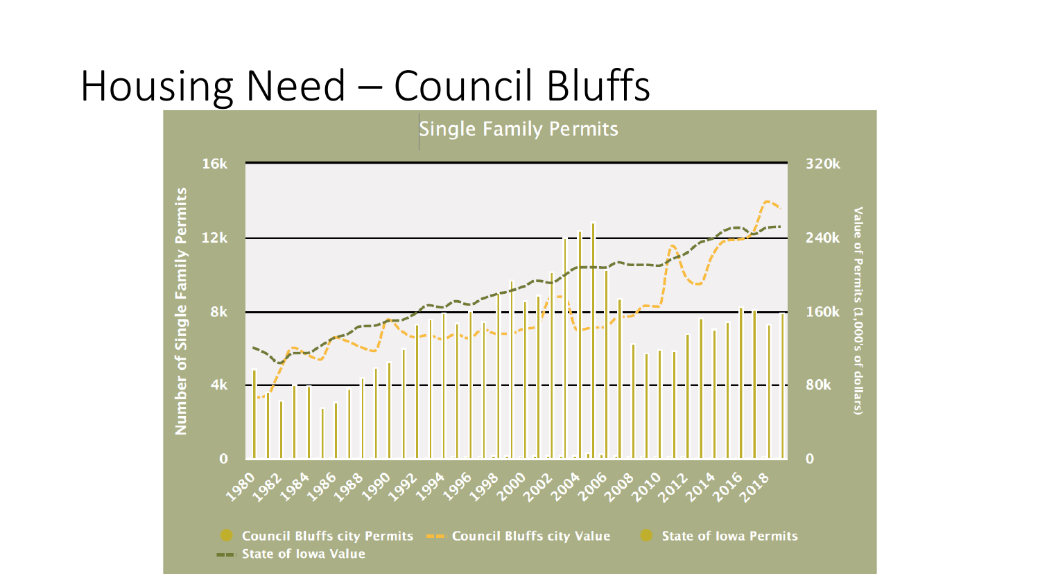# Housing Need – Council Bluffs

Single Family Permits

Number of Single Family Permits

Value of Permits (1,000's of dollars)

16k | 12k | 8k | 4k | 0

320k | 240k | 160k | 80k | 0

1980 1982 1984 1986 1988 1990 1992 1994 1996 1998 2000 2002 2004 2006 2008 2010 2012 2014 2016 2018

Council Bluffs city Permits | Council Bluffs city Value | State of Iowa Permits | State of Iowa Value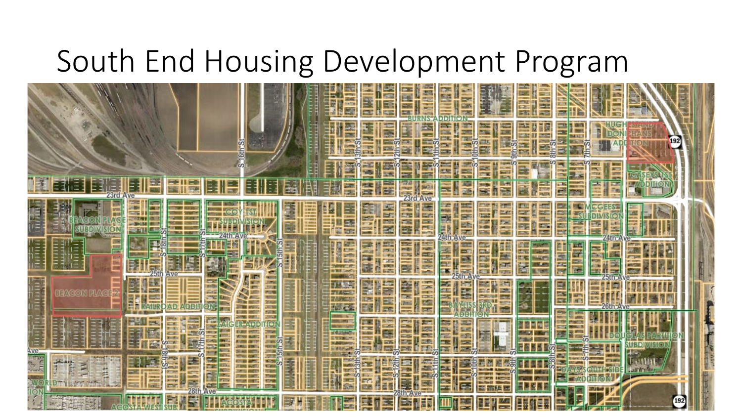# South End Housing Development Program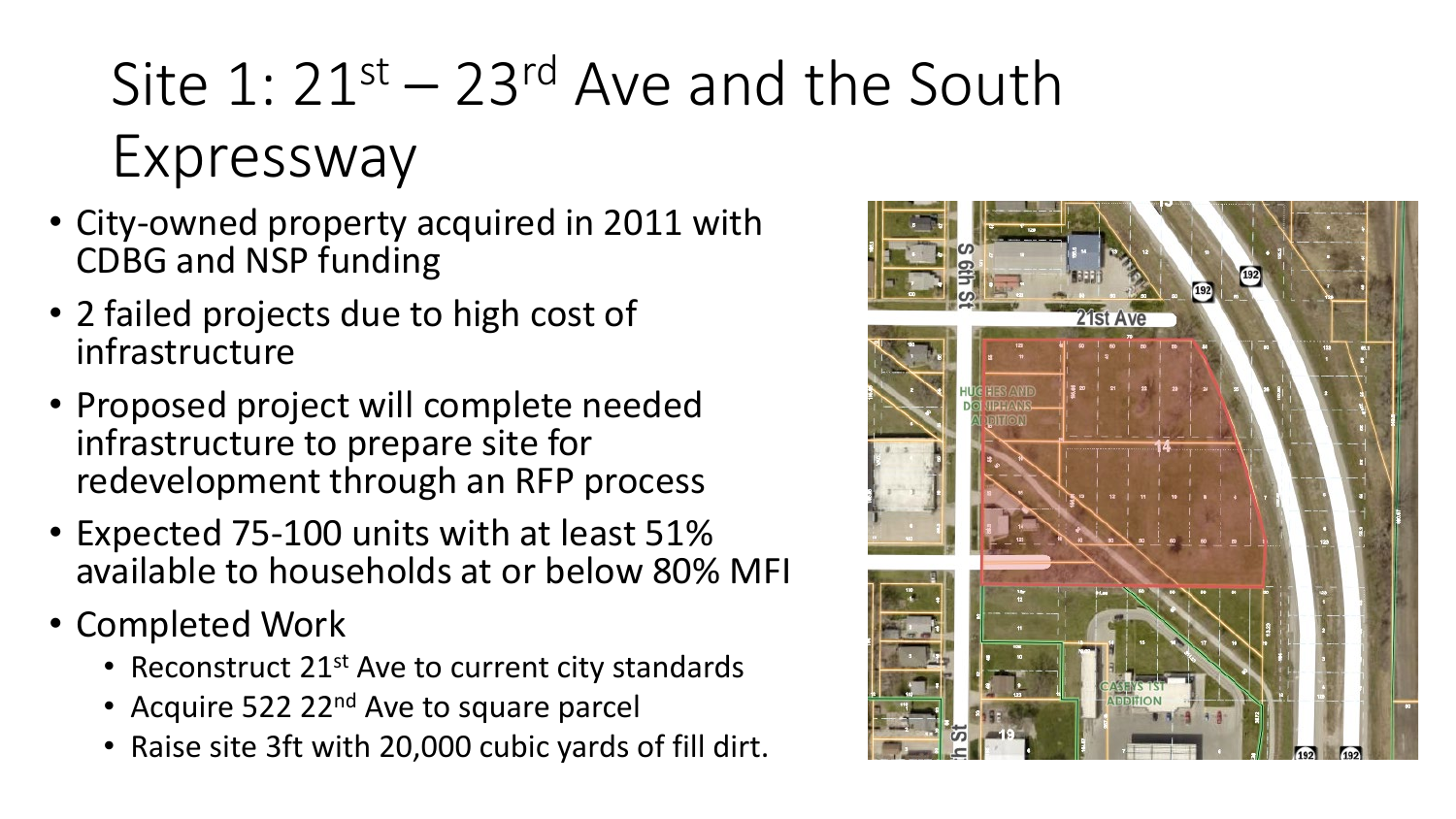# Site 1: 21st – 23rd Ave and the South Expressway

- City-owned property acquired in 2011 with CDBG and NSP funding
- 2 failed projects due to high cost of infrastructure
- Proposed project will complete needed infrastructure to prepare site for redevelopment through an RFP process
- Expected 75-100 units with at least 51% available to households at or below 80% MFI
- Completed Work
  - Reconstruct 21st Ave to current city standards
  - Acquire 522 22nd Ave to square parcel
  - Raise site 3ft with 20,000 cubic yards of fill dirt.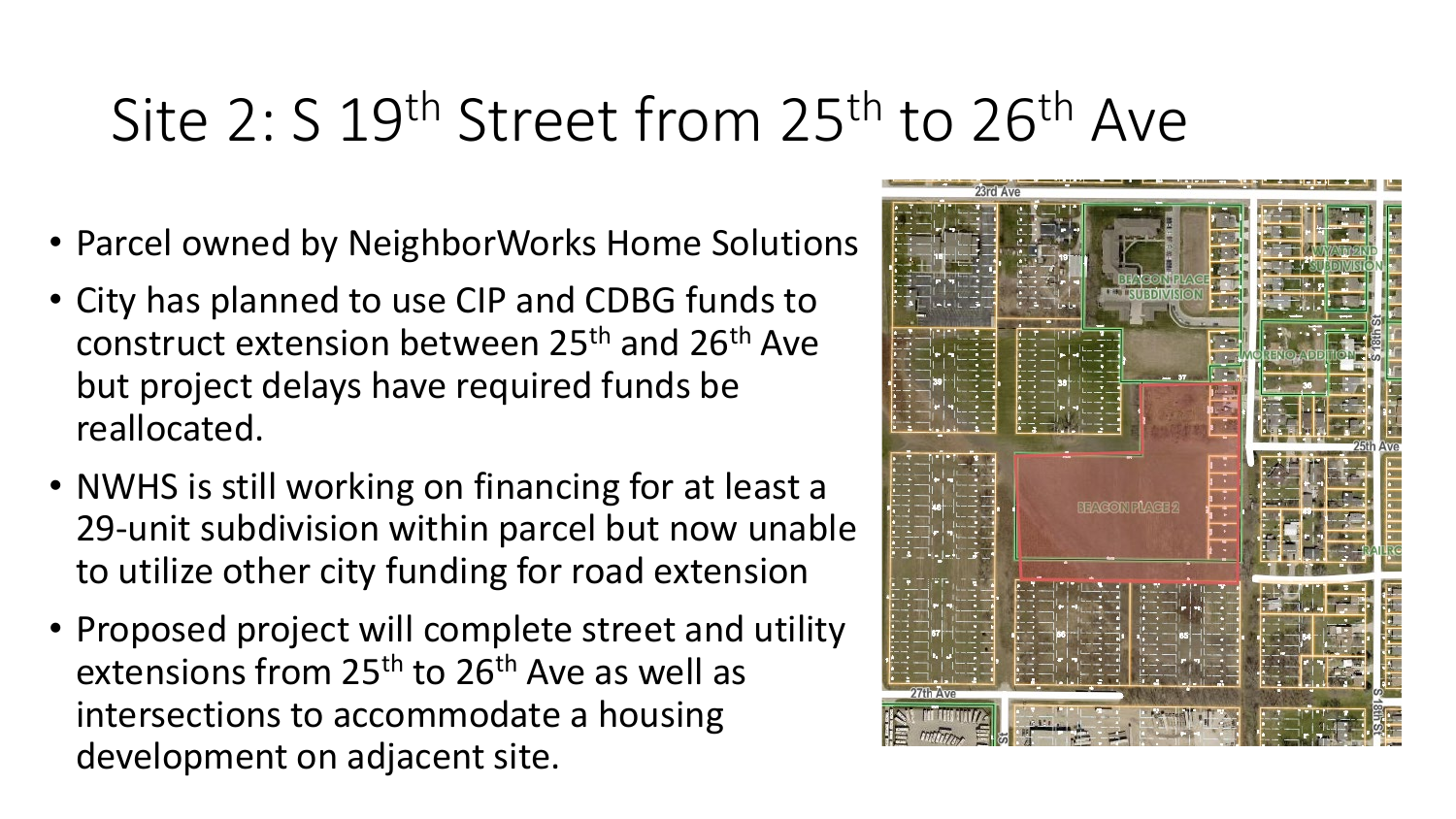# Site 2: S 19th Street from 25th to 26th Ave

- Parcel owned by NeighborWorks Home Solutions
- City has planned to use CIP and CDBG funds to construct extension between 25th and 26th Ave but project delays have required funds be reallocated.
- NWHS is still working on financing for at least a 29-unit subdivision within parcel but now unable to utilize other city funding for road extension
- Proposed project will complete street and utility extensions from 25th to 26th Ave as well as intersections to accommodate a housing development on adjacent site.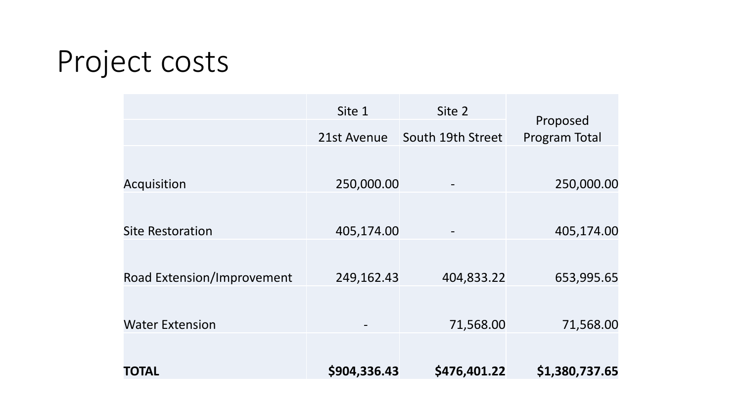# Project costs

| | Site 1 | Site 2 | Proposed Program Total |
|---|---|---|---|
| | 21st Avenue | South 19th Street | |
| Acquisition | 250,000.00 | - | 250,000.00 |
| Site Restoration | 405,174.00 | - | 405,174.00 |
| Road Extension/Improvement | 249,162.43 | 404,833.22 | 653,995.65 |
| Water Extension | - | 71,568.00 | 71,568.00 |
| **TOTAL** | **$904,336.43** | **$476,401.22** | **$1,380,737.65** |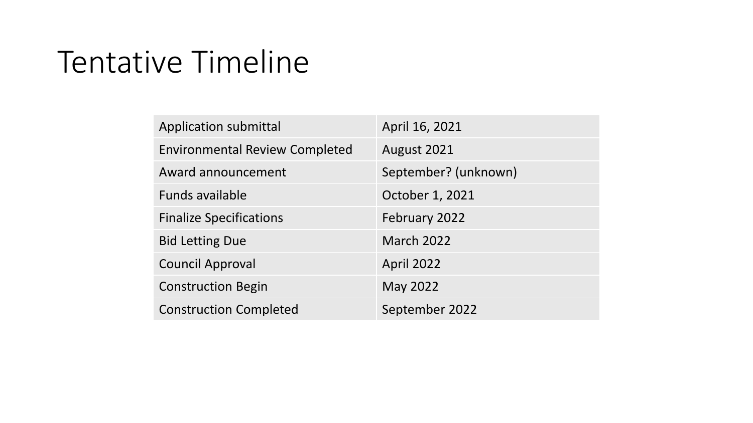# Tentative Timeline

| | |
|---|---|
| Application submittal | April 16, 2021 |
| Environmental Review Completed | August 2021 |
| Award announcement | September? (unknown) |
| Funds available | October 1, 2021 |
| Finalize Specifications | February 2022 |
| Bid Letting Due | March 2022 |
| Council Approval | April 2022 |
| Construction Begin | May 2022 |
| Construction Completed | September 2022 |